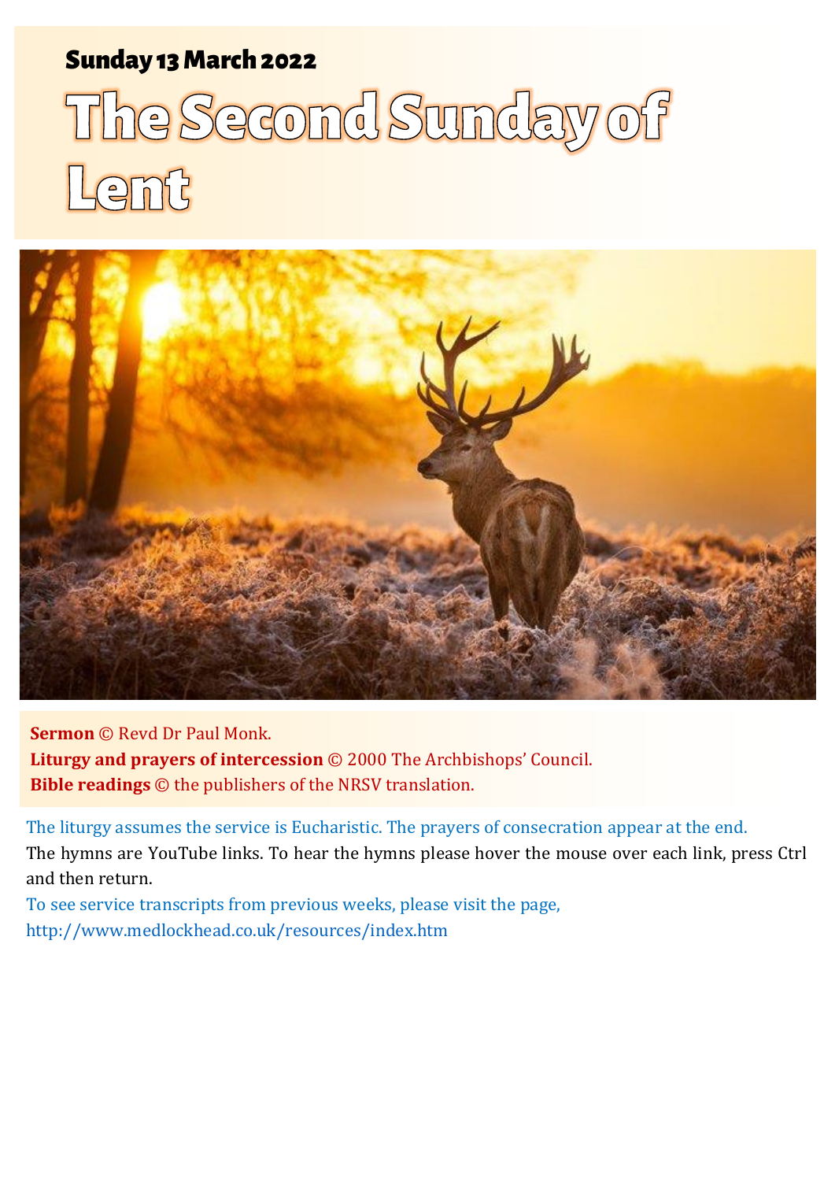**Sunday 13 March 2022**

# The Second Sunday of Lent

**Sermon** © Revd Dr Paul Monk.
**Liturgy and prayers of intercession** © 2000 The Archbishops' Council.
**Bible readings** © the publishers of the NRSV translation.

The liturgy assumes the service is Eucharistic. The prayers of consecration appear at the end.
The hymns are YouTube links. To hear the hymns please hover the mouse over each link, press Ctrl and then return.
To see service transcripts from previous weeks, please visit the page, http://www.medlockhead.co.uk/resources/index.htm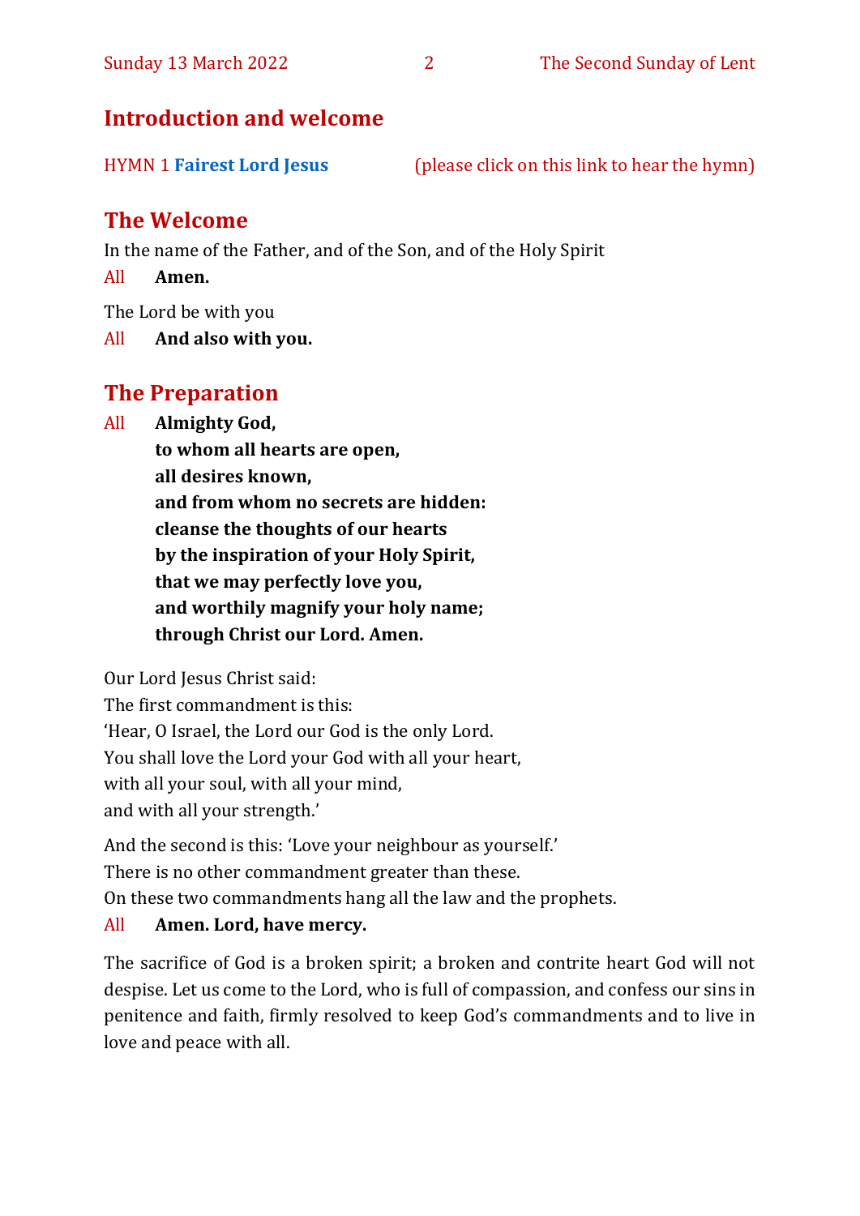## Introduction and welcome

HYMN 1 **Fairest Lord Jesus** (please click on this link to hear the hymn)

## The Welcome

In the name of the Father, and of the Son, and of the Holy Spirit

All **Amen.**

The Lord be with you

All **And also with you.**

## The Preparation

All **Almighty God,**
**to whom all hearts are open,**
**all desires known,**
**and from whom no secrets are hidden:**
**cleanse the thoughts of our hearts**
**by the inspiration of your Holy Spirit,**
**that we may perfectly love you,**
**and worthily magnify your holy name;**
**through Christ our Lord. Amen.**

Our Lord Jesus Christ said:
The first commandment is this:
'Hear, O Israel, the Lord our God is the only Lord.
You shall love the Lord your God with all your heart,
with all your soul, with all your mind,
and with all your strength.'

And the second is this: 'Love your neighbour as yourself.'
There is no other commandment greater than these.
On these two commandments hang all the law and the prophets.

All **Amen. Lord, have mercy.**

The sacrifice of God is a broken spirit; a broken and contrite heart God will not despise. Let us come to the Lord, who is full of compassion, and confess our sins in penitence and faith, firmly resolved to keep God's commandments and to live in love and peace with all.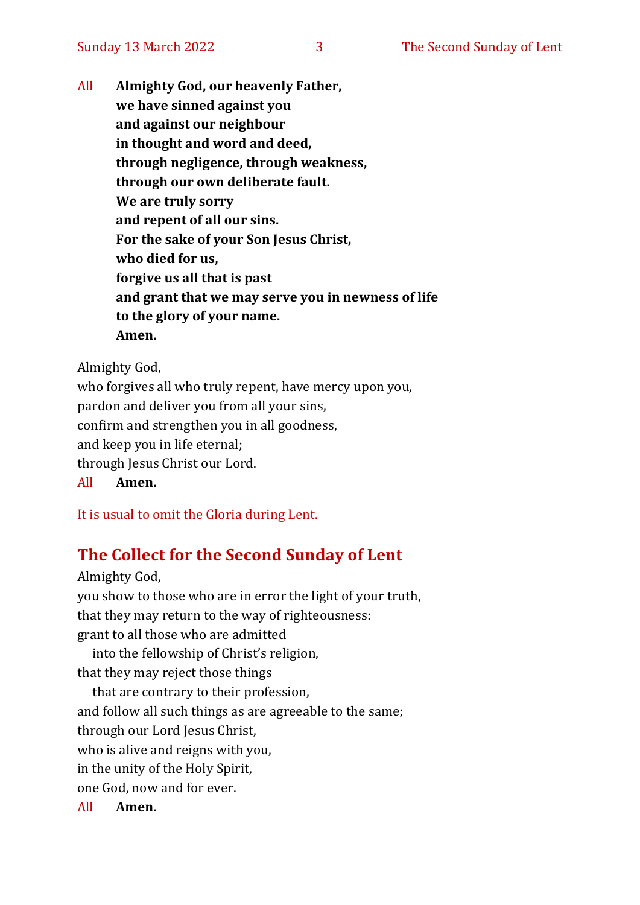All **Almighty God, our heavenly Father,**
**we have sinned against you**
**and against our neighbour**
**in thought and word and deed,**
**through negligence, through weakness,**
**through our own deliberate fault.**
**We are truly sorry**
**and repent of all our sins.**
**For the sake of your Son Jesus Christ,**
**who died for us,**
**forgive us all that is past**
**and grant that we may serve you in newness of life**
**to the glory of your name.**
**Amen.**

Almighty God,
who forgives all who truly repent, have mercy upon you,
pardon and deliver you from all your sins,
confirm and strengthen you in all goodness,
and keep you in life eternal;
through Jesus Christ our Lord.
All **Amen.**

It is usual to omit the Gloria during Lent.

## The Collect for the Second Sunday of Lent

Almighty God,
you show to those who are in error the light of your truth,
that they may return to the way of righteousness:
grant to all those who are admitted
  into the fellowship of Christ's religion,
that they may reject those things
  that are contrary to their profession,
and follow all such things as are agreeable to the same;
through our Lord Jesus Christ,
who is alive and reigns with you,
in the unity of the Holy Spirit,
one God, now and for ever.
All **Amen.**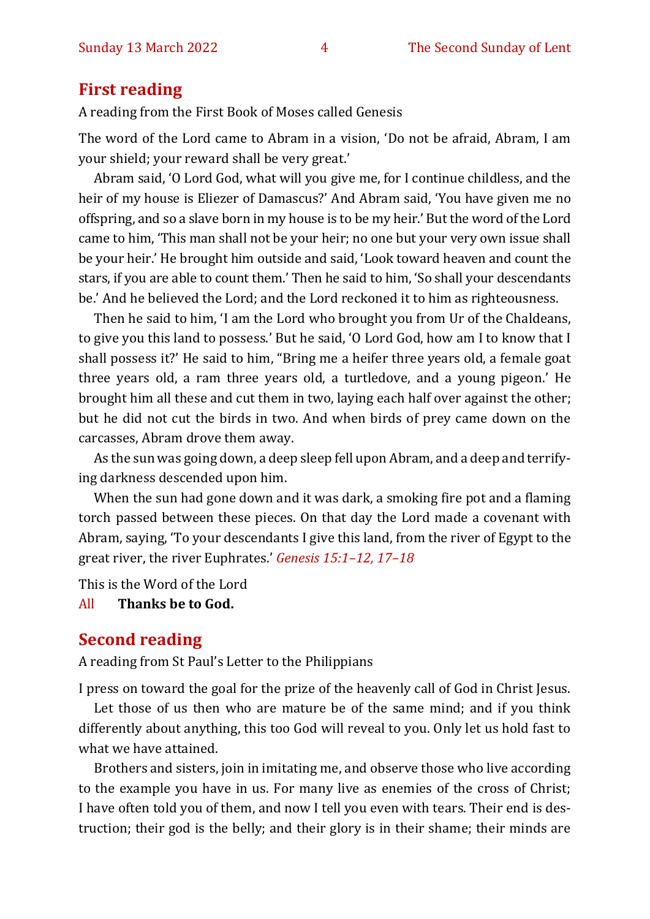## First reading

A reading from the First Book of Moses called Genesis

The word of the Lord came to Abram in a vision, 'Do not be afraid, Abram, I am your shield; your reward shall be very great.'

Abram said, 'O Lord God, what will you give me, for I continue childless, and the heir of my house is Eliezer of Damascus?' And Abram said, 'You have given me no offspring, and so a slave born in my house is to be my heir.' But the word of the Lord came to him, 'This man shall not be your heir; no one but your very own issue shall be your heir.' He brought him outside and said, 'Look toward heaven and count the stars, if you are able to count them.' Then he said to him, 'So shall your descendants be.' And he believed the Lord; and the Lord reckoned it to him as righteousness.

Then he said to him, 'I am the Lord who brought you from Ur of the Chaldeans, to give you this land to possess.' But he said, 'O Lord God, how am I to know that I shall possess it?' He said to him, "Bring me a heifer three years old, a female goat three years old, a ram three years old, a turtledove, and a young pigeon.' He brought him all these and cut them in two, laying each half over against the other; but he did not cut the birds in two. And when birds of prey came down on the carcasses, Abram drove them away.

As the sun was going down, a deep sleep fell upon Abram, and a deep and terrifying darkness descended upon him.

When the sun had gone down and it was dark, a smoking fire pot and a flaming torch passed between these pieces. On that day the Lord made a covenant with Abram, saying, 'To your descendants I give this land, from the river of Egypt to the great river, the river Euphrates.' *Genesis 15:1–12, 17–18*

This is the Word of the Lord

All **Thanks be to God.**

## Second reading

A reading from St Paul's Letter to the Philippians

I press on toward the goal for the prize of the heavenly call of God in Christ Jesus.

Let those of us then who are mature be of the same mind; and if you think differently about anything, this too God will reveal to you. Only let us hold fast to what we have attained.

Brothers and sisters, join in imitating me, and observe those who live according to the example you have in us. For many live as enemies of the cross of Christ; I have often told you of them, and now I tell you even with tears. Their end is destruction; their god is the belly; and their glory is in their shame; their minds are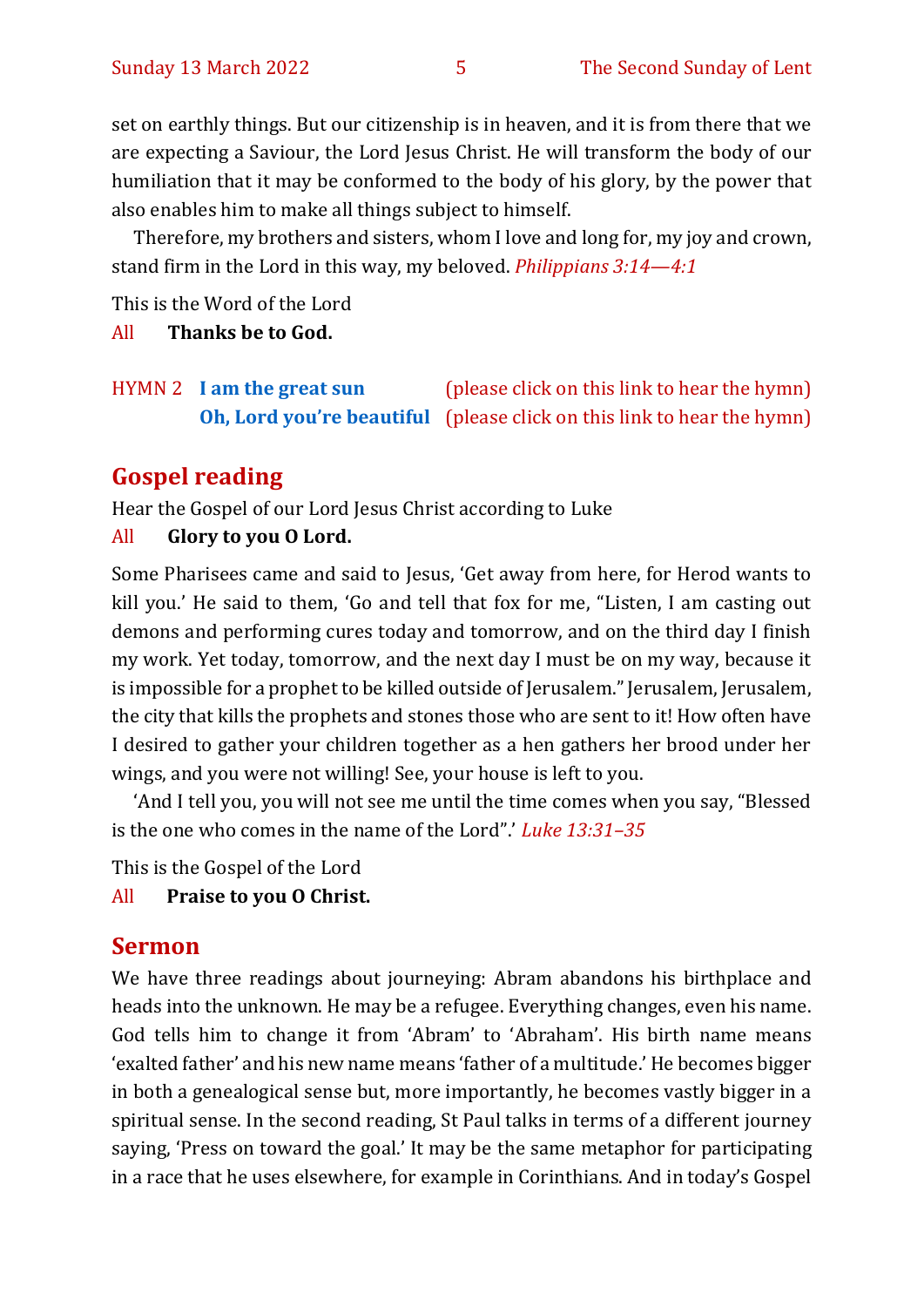set on earthly things. But our citizenship is in heaven, and it is from there that we are expecting a Saviour, the Lord Jesus Christ. He will transform the body of our humiliation that it may be conformed to the body of his glory, by the power that also enables him to make all things subject to himself.

Therefore, my brothers and sisters, whom I love and long for, my joy and crown, stand firm in the Lord in this way, my beloved. *Philippians 3:14—4:1*

This is the Word of the Lord

All **Thanks be to God.**

HYMN 2 **I am the great sun** (please click on this link to hear the hymn)
**Oh, Lord you're beautiful** (please click on this link to hear the hymn)

## Gospel reading

Hear the Gospel of our Lord Jesus Christ according to Luke

All **Glory to you O Lord.**

Some Pharisees came and said to Jesus, 'Get away from here, for Herod wants to kill you.' He said to them, 'Go and tell that fox for me, "Listen, I am casting out demons and performing cures today and tomorrow, and on the third day I finish my work. Yet today, tomorrow, and the next day I must be on my way, because it is impossible for a prophet to be killed outside of Jerusalem." Jerusalem, Jerusalem, the city that kills the prophets and stones those who are sent to it! How often have I desired to gather your children together as a hen gathers her brood under her wings, and you were not willing! See, your house is left to you.

'And I tell you, you will not see me until the time comes when you say, "Blessed is the one who comes in the name of the Lord".' *Luke 13:31–35*

This is the Gospel of the Lord

All **Praise to you O Christ.**

## Sermon

We have three readings about journeying: Abram abandons his birthplace and heads into the unknown. He may be a refugee. Everything changes, even his name. God tells him to change it from 'Abram' to 'Abraham'. His birth name means 'exalted father' and his new name means 'father of a multitude.' He becomes bigger in both a genealogical sense but, more importantly, he becomes vastly bigger in a spiritual sense. In the second reading, St Paul talks in terms of a different journey saying, 'Press on toward the goal.' It may be the same metaphor for participating in a race that he uses elsewhere, for example in Corinthians. And in today's Gospel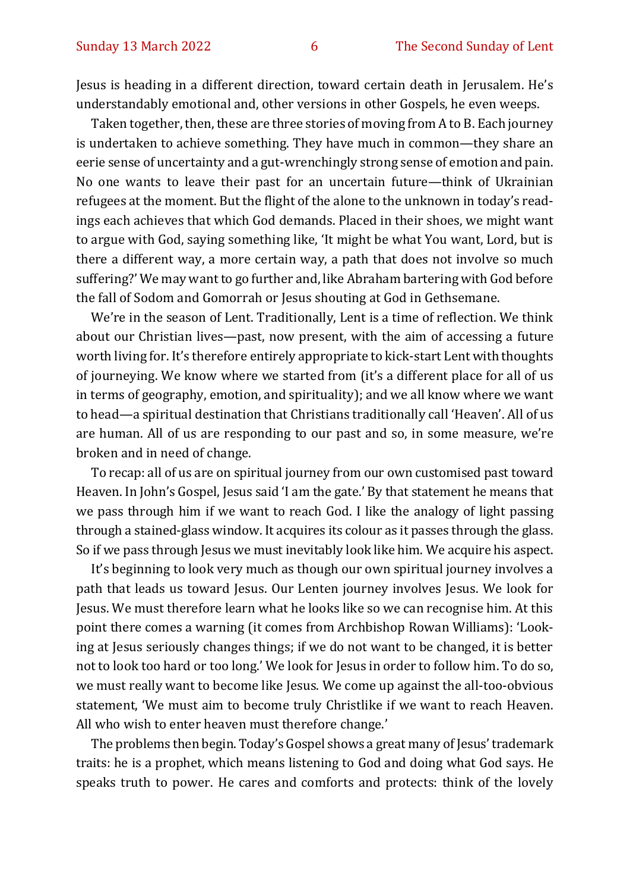Jesus is heading in a different direction, toward certain death in Jerusalem. He's understandably emotional and, other versions in other Gospels, he even weeps.

Taken together, then, these are three stories of moving from A to B. Each journey is undertaken to achieve something. They have much in common—they share an eerie sense of uncertainty and a gut-wrenchingly strong sense of emotion and pain. No one wants to leave their past for an uncertain future—think of Ukrainian refugees at the moment. But the flight of the alone to the unknown in today's readings each achieves that which God demands. Placed in their shoes, we might want to argue with God, saying something like, 'It might be what You want, Lord, but is there a different way, a more certain way, a path that does not involve so much suffering?' We may want to go further and, like Abraham bartering with God before the fall of Sodom and Gomorrah or Jesus shouting at God in Gethsemane.

We're in the season of Lent. Traditionally, Lent is a time of reflection. We think about our Christian lives—past, now present, with the aim of accessing a future worth living for. It's therefore entirely appropriate to kick-start Lent with thoughts of journeying. We know where we started from (it's a different place for all of us in terms of geography, emotion, and spirituality); and we all know where we want to head—a spiritual destination that Christians traditionally call 'Heaven'. All of us are human. All of us are responding to our past and so, in some measure, we're broken and in need of change.

To recap: all of us are on spiritual journey from our own customised past toward Heaven. In John's Gospel, Jesus said 'I am the gate.' By that statement he means that we pass through him if we want to reach God. I like the analogy of light passing through a stained-glass window. It acquires its colour as it passes through the glass. So if we pass through Jesus we must inevitably look like him. We acquire his aspect.

It's beginning to look very much as though our own spiritual journey involves a path that leads us toward Jesus. Our Lenten journey involves Jesus. We look for Jesus. We must therefore learn what he looks like so we can recognise him. At this point there comes a warning (it comes from Archbishop Rowan Williams): 'Looking at Jesus seriously changes things; if we do not want to be changed, it is better not to look too hard or too long.' We look for Jesus in order to follow him. To do so, we must really want to become like Jesus. We come up against the all-too-obvious statement, 'We must aim to become truly Christlike if we want to reach Heaven. All who wish to enter heaven must therefore change.'

The problems then begin. Today's Gospel shows a great many of Jesus' trademark traits: he is a prophet, which means listening to God and doing what God says. He speaks truth to power. He cares and comforts and protects: think of the lovely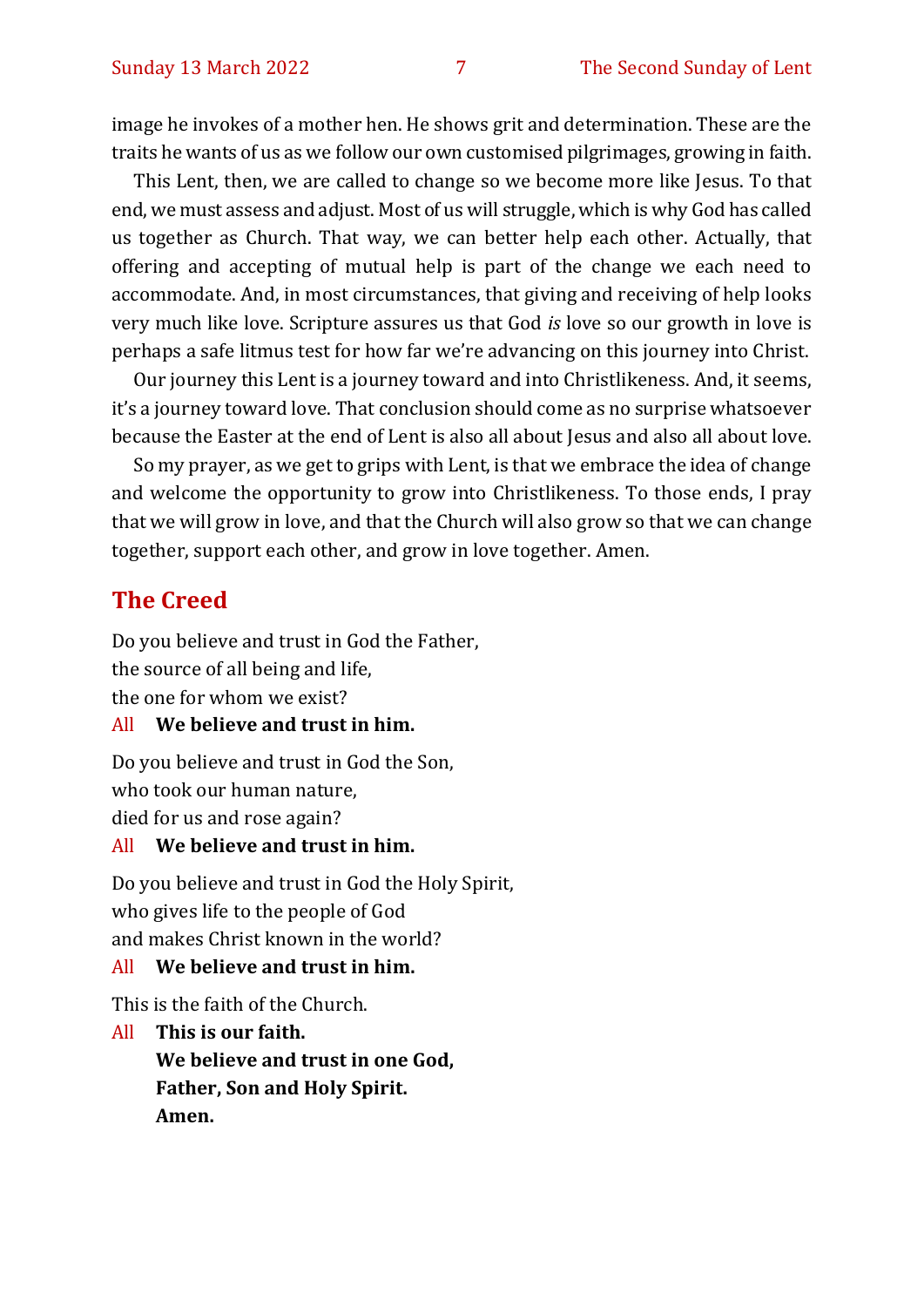image he invokes of a mother hen. He shows grit and determination. These are the traits he wants of us as we follow our own customised pilgrimages, growing in faith.

This Lent, then, we are called to change so we become more like Jesus. To that end, we must assess and adjust. Most of us will struggle, which is why God has called us together as Church. That way, we can better help each other. Actually, that offering and accepting of mutual help is part of the change we each need to accommodate. And, in most circumstances, that giving and receiving of help looks very much like love. Scripture assures us that God *is* love so our growth in love is perhaps a safe litmus test for how far we're advancing on this journey into Christ.

Our journey this Lent is a journey toward and into Christlikeness. And, it seems, it's a journey toward love. That conclusion should come as no surprise whatsoever because the Easter at the end of Lent is also all about Jesus and also all about love.

So my prayer, as we get to grips with Lent, is that we embrace the idea of change and welcome the opportunity to grow into Christlikeness. To those ends, I pray that we will grow in love, and that the Church will also grow so that we can change together, support each other, and grow in love together. Amen.

## The Creed

Do you believe and trust in God the Father,
the source of all being and life,
the one for whom we exist?

All **We believe and trust in him.**

Do you believe and trust in God the Son,
who took our human nature,
died for us and rose again?

All **We believe and trust in him.**

Do you believe and trust in God the Holy Spirit,
who gives life to the people of God
and makes Christ known in the world?

All **We believe and trust in him.**

This is the faith of the Church.

All **This is our faith.**
**We believe and trust in one God,**
**Father, Son and Holy Spirit.**
**Amen.**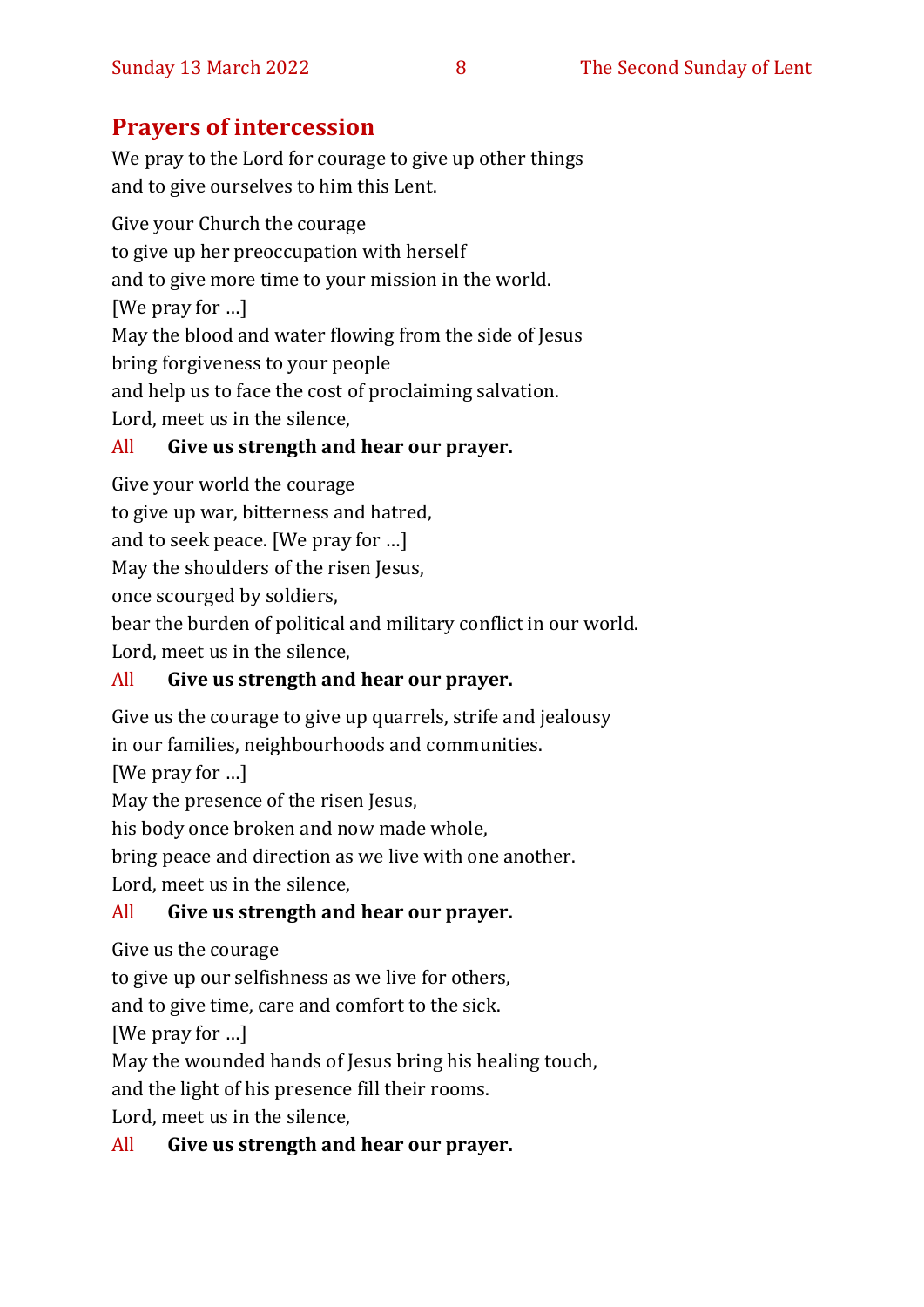## Prayers of intercession

We pray to the Lord for courage to give up other things
and to give ourselves to him this Lent.

Give your Church the courage
to give up her preoccupation with herself
and to give more time to your mission in the world.
[We pray for …]
May the blood and water flowing from the side of Jesus
bring forgiveness to your people
and help us to face the cost of proclaiming salvation.
Lord, meet us in the silence,

All **Give us strength and hear our prayer.**

Give your world the courage
to give up war, bitterness and hatred,
and to seek peace. [We pray for …]
May the shoulders of the risen Jesus,
once scourged by soldiers,
bear the burden of political and military conflict in our world.
Lord, meet us in the silence,

All **Give us strength and hear our prayer.**

Give us the courage to give up quarrels, strife and jealousy
in our families, neighbourhoods and communities.
[We pray for …]
May the presence of the risen Jesus,
his body once broken and now made whole,
bring peace and direction as we live with one another.
Lord, meet us in the silence,

All **Give us strength and hear our prayer.**

Give us the courage
to give up our selfishness as we live for others,
and to give time, care and comfort to the sick.
[We pray for …]
May the wounded hands of Jesus bring his healing touch,
and the light of his presence fill their rooms.
Lord, meet us in the silence,

All **Give us strength and hear our prayer.**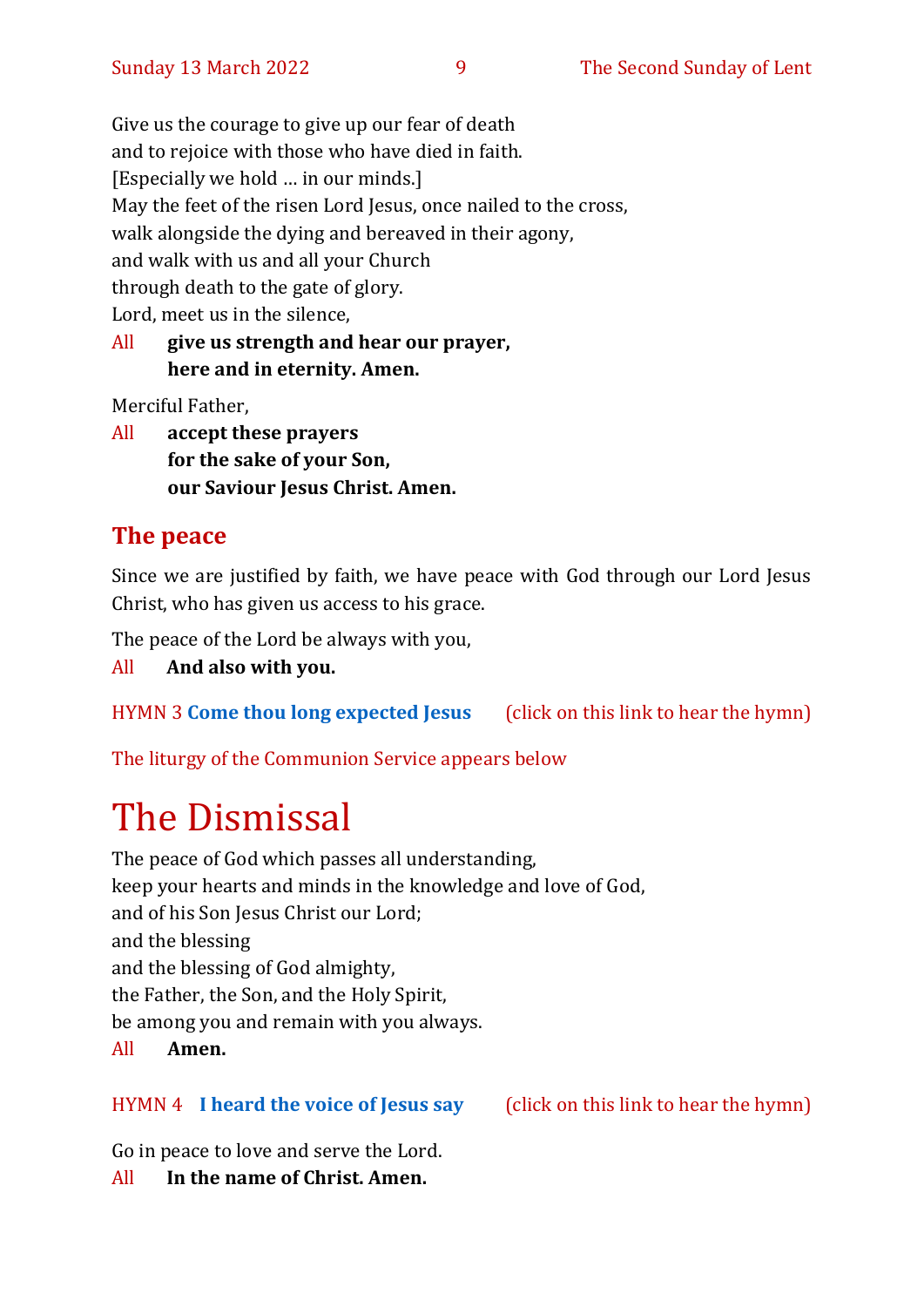Give us the courage to give up our fear of death
and to rejoice with those who have died in faith.
[Especially we hold … in our minds.]
May the feet of the risen Lord Jesus, once nailed to the cross,
walk alongside the dying and bereaved in their agony,
and walk with us and all your Church
through death to the gate of glory.
Lord, meet us in the silence,

All **give us strength and hear our prayer,**
**here and in eternity. Amen.**

Merciful Father,

All **accept these prayers**
**for the sake of your Son,**
**our Saviour Jesus Christ. Amen.**

## The peace

Since we are justified by faith, we have peace with God through our Lord Jesus Christ, who has given us access to his grace.

The peace of the Lord be always with you,

All **And also with you.**

HYMN 3 **Come thou long expected Jesus** (click on this link to hear the hymn)

The liturgy of the Communion Service appears below

# The Dismissal

The peace of God which passes all understanding,
keep your hearts and minds in the knowledge and love of God,
and of his Son Jesus Christ our Lord;
and the blessing
and the blessing of God almighty,
the Father, the Son, and the Holy Spirit,
be among you and remain with you always.

All **Amen.**

HYMN 4 **I heard the voice of Jesus say** (click on this link to hear the hymn)

Go in peace to love and serve the Lord.

All **In the name of Christ. Amen.**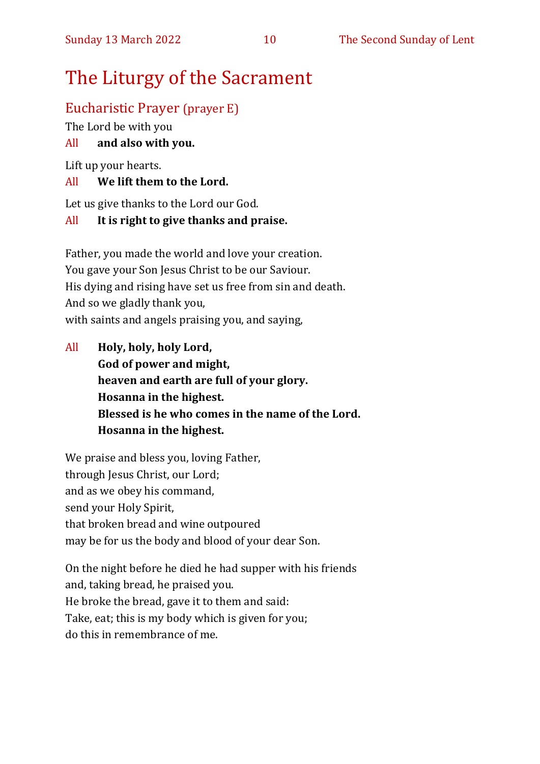# The Liturgy of the Sacrament

## Eucharistic Prayer (prayer E)

The Lord be with you

All **and also with you.**

Lift up your hearts.

All **We lift them to the Lord.**

Let us give thanks to the Lord our God.

All **It is right to give thanks and praise.**

Father, you made the world and love your creation.
You gave your Son Jesus Christ to be our Saviour.
His dying and rising have set us free from sin and death.
And so we gladly thank you,
with saints and angels praising you, and saying,

All **Holy, holy, holy Lord,**
**God of power and might,**
**heaven and earth are full of your glory.**
**Hosanna in the highest.**
**Blessed is he who comes in the name of the Lord.**
**Hosanna in the highest.**

We praise and bless you, loving Father,
through Jesus Christ, our Lord;
and as we obey his command,
send your Holy Spirit,
that broken bread and wine outpoured
may be for us the body and blood of your dear Son.

On the night before he died he had supper with his friends
and, taking bread, he praised you.
He broke the bread, gave it to them and said:
Take, eat; this is my body which is given for you;
do this in remembrance of me.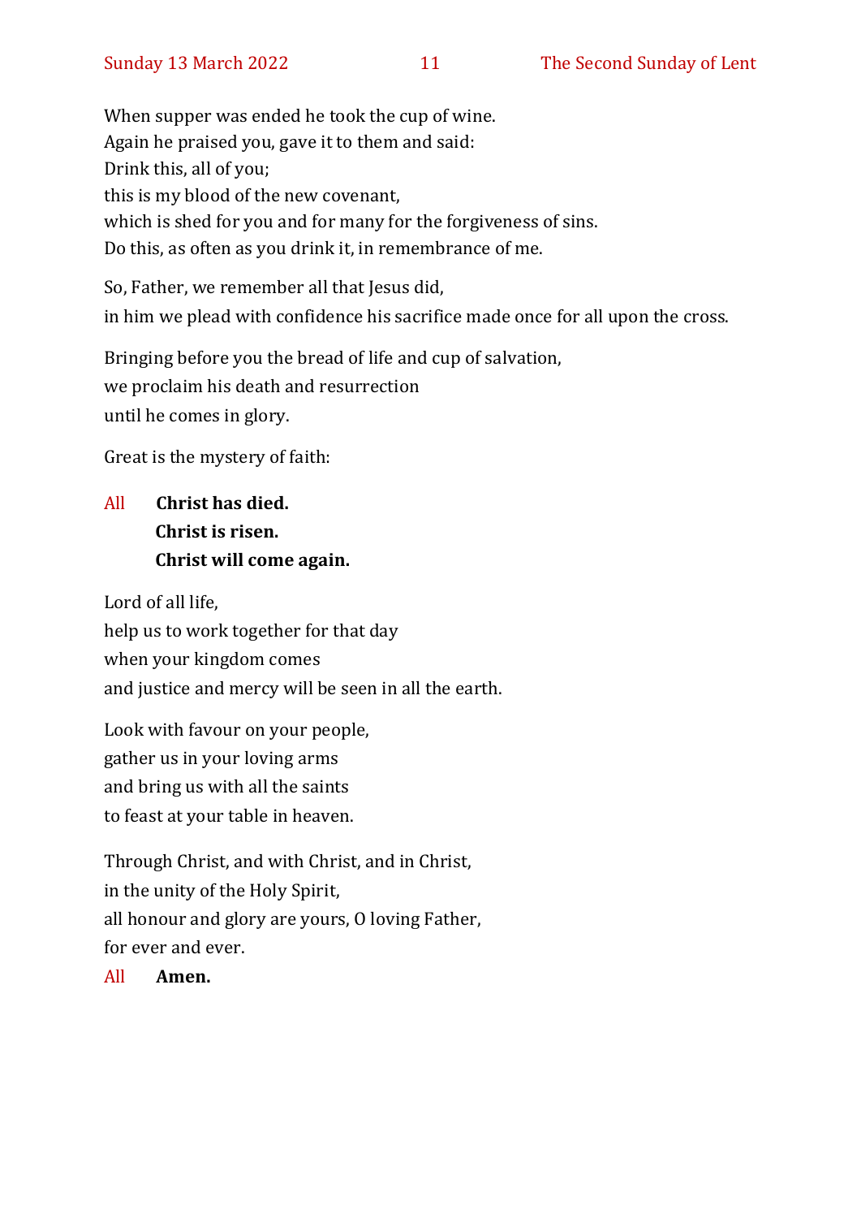When supper was ended he took the cup of wine.
Again he praised you, gave it to them and said:
Drink this, all of you;
this is my blood of the new covenant,
which is shed for you and for many for the forgiveness of sins.
Do this, as often as you drink it, in remembrance of me.

So, Father, we remember all that Jesus did,
in him we plead with confidence his sacrifice made once for all upon the cross.

Bringing before you the bread of life and cup of salvation,
we proclaim his death and resurrection
until he comes in glory.

Great is the mystery of faith:

All **Christ has died.**
**Christ is risen.**
**Christ will come again.**

Lord of all life,
help us to work together for that day
when your kingdom comes
and justice and mercy will be seen in all the earth.

Look with favour on your people,
gather us in your loving arms
and bring us with all the saints
to feast at your table in heaven.

Through Christ, and with Christ, and in Christ,
in the unity of the Holy Spirit,
all honour and glory are yours, O loving Father,
for ever and ever.

All **Amen.**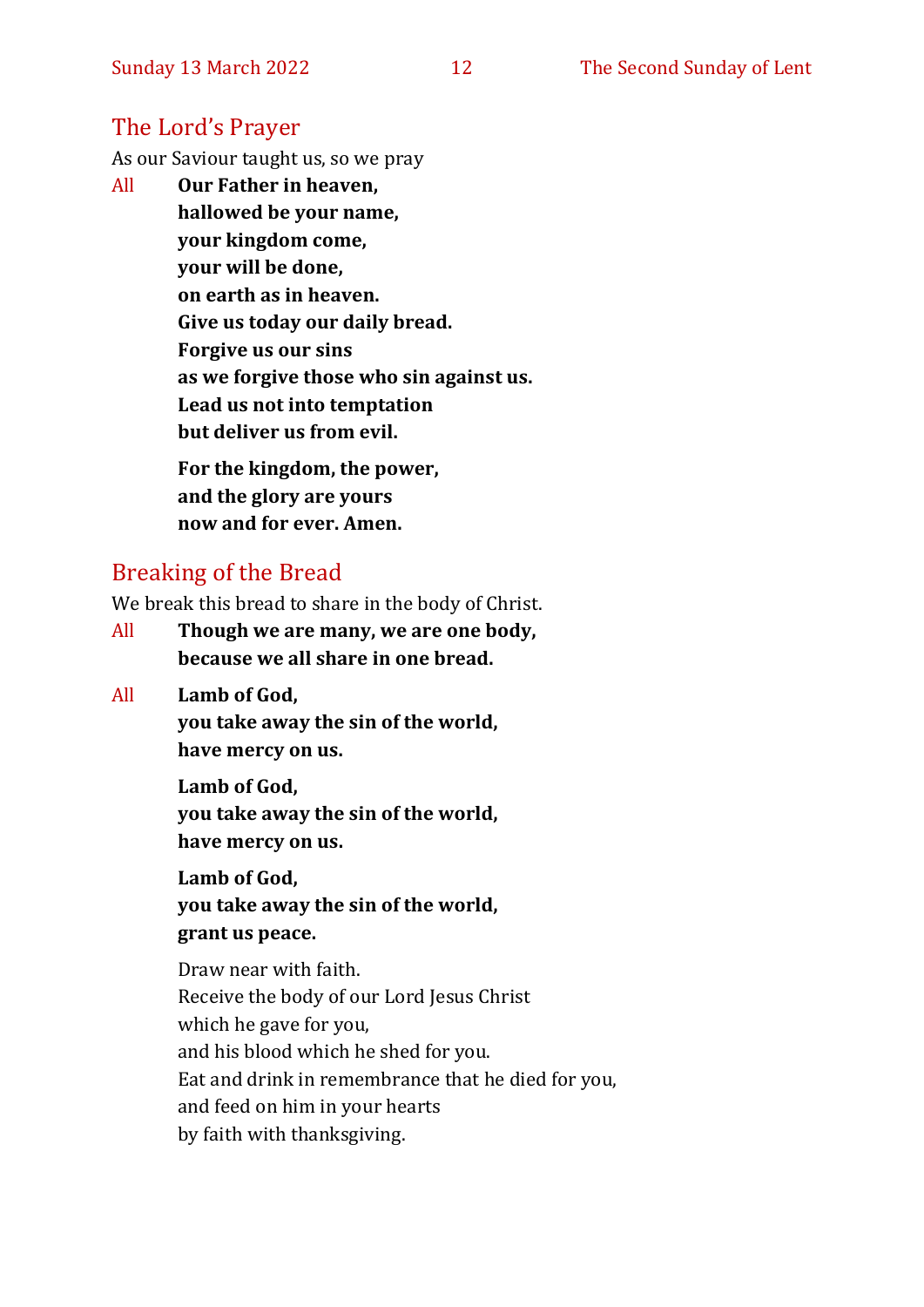## The Lord's Prayer

As our Saviour taught us, so we pray

All **Our Father in heaven,**
**hallowed be your name,**
**your kingdom come,**
**your will be done,**
**on earth as in heaven.**
**Give us today our daily bread.**
**Forgive us our sins**
**as we forgive those who sin against us.**
**Lead us not into temptation**
**but deliver us from evil.**

**For the kingdom, the power,**
**and the glory are yours**
**now and for ever. Amen.**

## Breaking of the Bread

We break this bread to share in the body of Christ.

All **Though we are many, we are one body,**
**because we all share in one bread.**

All **Lamb of God,**
**you take away the sin of the world,**
**have mercy on us.**

**Lamb of God,**
**you take away the sin of the world,**
**have mercy on us.**

**Lamb of God,**
**you take away the sin of the world,**
**grant us peace.**

Draw near with faith.
Receive the body of our Lord Jesus Christ
which he gave for you,
and his blood which he shed for you.
Eat and drink in remembrance that he died for you,
and feed on him in your hearts
by faith with thanksgiving.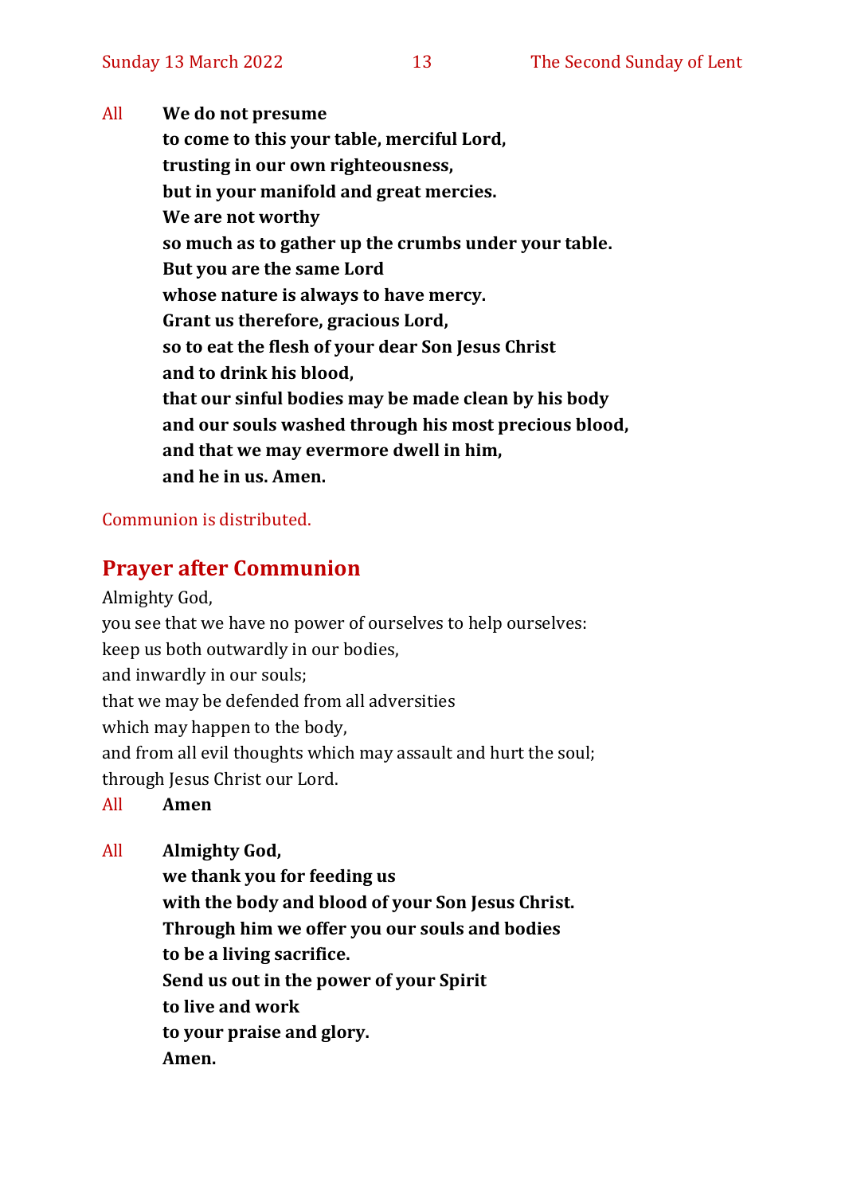All **We do not presume**
**to come to this your table, merciful Lord,**
**trusting in our own righteousness,**
**but in your manifold and great mercies.**
**We are not worthy**
**so much as to gather up the crumbs under your table.**
**But you are the same Lord**
**whose nature is always to have mercy.**
**Grant us therefore, gracious Lord,**
**so to eat the flesh of your dear Son Jesus Christ**
**and to drink his blood,**
**that our sinful bodies may be made clean by his body**
**and our souls washed through his most precious blood,**
**and that we may evermore dwell in him,**
**and he in us. Amen.**

Communion is distributed.

## Prayer after Communion

Almighty God,
you see that we have no power of ourselves to help ourselves:
keep us both outwardly in our bodies,
and inwardly in our souls;
that we may be defended from all adversities
which may happen to the body,
and from all evil thoughts which may assault and hurt the soul;
through Jesus Christ our Lord.

All **Amen**

All **Almighty God,**
**we thank you for feeding us**
**with the body and blood of your Son Jesus Christ.**
**Through him we offer you our souls and bodies**
**to be a living sacrifice.**
**Send us out in the power of your Spirit**
**to live and work**
**to your praise and glory.**
**Amen.**